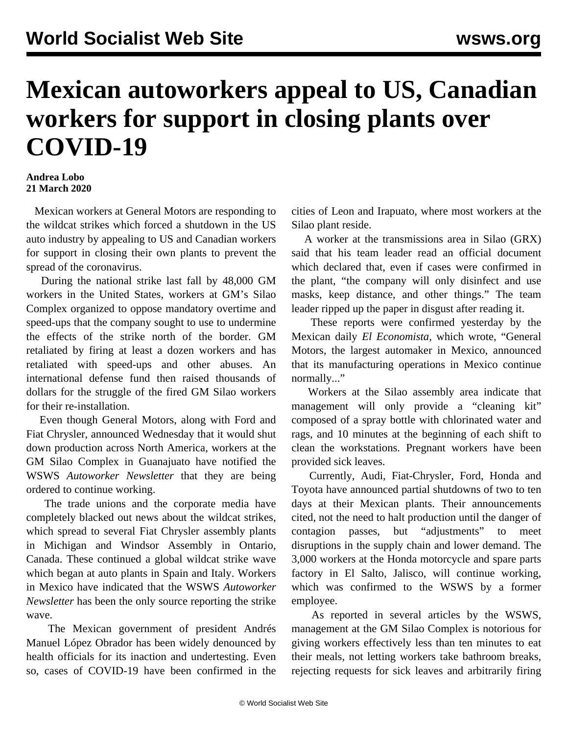# Mexican autoworkers appeal to US, Canadian workers for support in closing plants over COVID-19

**Andrea Lobo**
**21 March 2020**

Mexican workers at General Motors are responding to the wildcat strikes which forced a shutdown in the US auto industry by appealing to US and Canadian workers for support in closing their own plants to prevent the spread of the coronavirus.

During the national strike last fall by 48,000 GM workers in the United States, workers at GM's Silao Complex organized to oppose mandatory overtime and speed-ups that the company sought to use to undermine the effects of the strike north of the border. GM retaliated by firing at least a dozen workers and has retaliated with speed-ups and other abuses. An international defense fund then raised thousands of dollars for the struggle of the fired GM Silao workers for their re-installation.

Even though General Motors, along with Ford and Fiat Chrysler, announced Wednesday that it would shut down production across North America, workers at the GM Silao Complex in Guanajuato have notified the WSWS *Autoworker Newsletter* that they are being ordered to continue working.

The trade unions and the corporate media have completely blacked out news about the wildcat strikes, which spread to several Fiat Chrysler assembly plants in Michigan and Windsor Assembly in Ontario, Canada. These continued a global wildcat strike wave which began at auto plants in Spain and Italy. Workers in Mexico have indicated that the WSWS *Autoworker Newsletter* has been the only source reporting the strike wave.

The Mexican government of president Andrés Manuel López Obrador has been widely denounced by health officials for its inaction and undertesting. Even so, cases of COVID-19 have been confirmed in the cities of Leon and Irapuato, where most workers at the Silao plant reside.

A worker at the transmissions area in Silao (GRX) said that his team leader read an official document which declared that, even if cases were confirmed in the plant, "the company will only disinfect and use masks, keep distance, and other things." The team leader ripped up the paper in disgust after reading it.

These reports were confirmed yesterday by the Mexican daily *El Economista*, which wrote, "General Motors, the largest automaker in Mexico, announced that its manufacturing operations in Mexico continue normally..."

Workers at the Silao assembly area indicate that management will only provide a "cleaning kit" composed of a spray bottle with chlorinated water and rags, and 10 minutes at the beginning of each shift to clean the workstations. Pregnant workers have been provided sick leaves.

Currently, Audi, Fiat-Chrysler, Ford, Honda and Toyota have announced partial shutdowns of two to ten days at their Mexican plants. Their announcements cited, not the need to halt production until the danger of contagion passes, but "adjustments" to meet disruptions in the supply chain and lower demand. The 3,000 workers at the Honda motorcycle and spare parts factory in El Salto, Jalisco, will continue working, which was confirmed to the WSWS by a former employee.

As reported in several articles by the WSWS, management at the GM Silao Complex is notorious for giving workers effectively less than ten minutes to eat their meals, not letting workers take bathroom breaks, rejecting requests for sick leaves and arbitrarily firing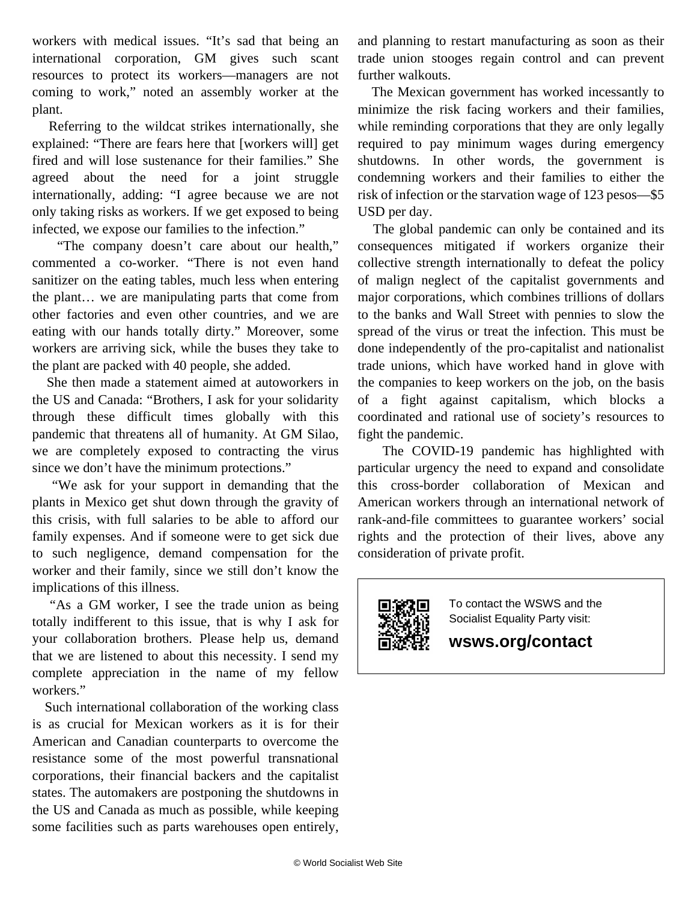workers with medical issues. "It's sad that being an international corporation, GM gives such scant resources to protect its workers—managers are not coming to work," noted an assembly worker at the plant.

Referring to the wildcat strikes internationally, she explained: "There are fears here that [workers will] get fired and will lose sustenance for their families." She agreed about the need for a joint struggle internationally, adding: "I agree because we are not only taking risks as workers. If we get exposed to being infected, we expose our families to the infection."

"The company doesn't care about our health," commented a co-worker. "There is not even hand sanitizer on the eating tables, much less when entering the plant… we are manipulating parts that come from other factories and even other countries, and we are eating with our hands totally dirty." Moreover, some workers are arriving sick, while the buses they take to the plant are packed with 40 people, she added.

She then made a statement aimed at autoworkers in the US and Canada: "Brothers, I ask for your solidarity through these difficult times globally with this pandemic that threatens all of humanity. At GM Silao, we are completely exposed to contracting the virus since we don't have the minimum protections."

"We ask for your support in demanding that the plants in Mexico get shut down through the gravity of this crisis, with full salaries to be able to afford our family expenses. And if someone were to get sick due to such negligence, demand compensation for the worker and their family, since we still don't know the implications of this illness.

"As a GM worker, I see the trade union as being totally indifferent to this issue, that is why I ask for your collaboration brothers. Please help us, demand that we are listened to about this necessity. I send my complete appreciation in the name of my fellow workers."

Such international collaboration of the working class is as crucial for Mexican workers as it is for their American and Canadian counterparts to overcome the resistance some of the most powerful transnational corporations, their financial backers and the capitalist states. The automakers are postponing the shutdowns in the US and Canada as much as possible, while keeping some facilities such as parts warehouses open entirely, and planning to restart manufacturing as soon as their trade union stooges regain control and can prevent further walkouts.

The Mexican government has worked incessantly to minimize the risk facing workers and their families, while reminding corporations that they are only legally required to pay minimum wages during emergency shutdowns. In other words, the government is condemning workers and their families to either the risk of infection or the starvation wage of 123 pesos—$5 USD per day.

The global pandemic can only be contained and its consequences mitigated if workers organize their collective strength internationally to defeat the policy of malign neglect of the capitalist governments and major corporations, which combines trillions of dollars to the banks and Wall Street with pennies to slow the spread of the virus or treat the infection. This must be done independently of the pro-capitalist and nationalist trade unions, which have worked hand in glove with the companies to keep workers on the job, on the basis of a fight against capitalism, which blocks a coordinated and rational use of society's resources to fight the pandemic.

The COVID-19 pandemic has highlighted with particular urgency the need to expand and consolidate this cross-border collaboration of Mexican and American workers through an international network of rank-and-file committees to guarantee workers' social rights and the protection of their lives, above any consideration of private profit.

To contact the WSWS and the Socialist Equality Party visit:

**wsws.org/contact**